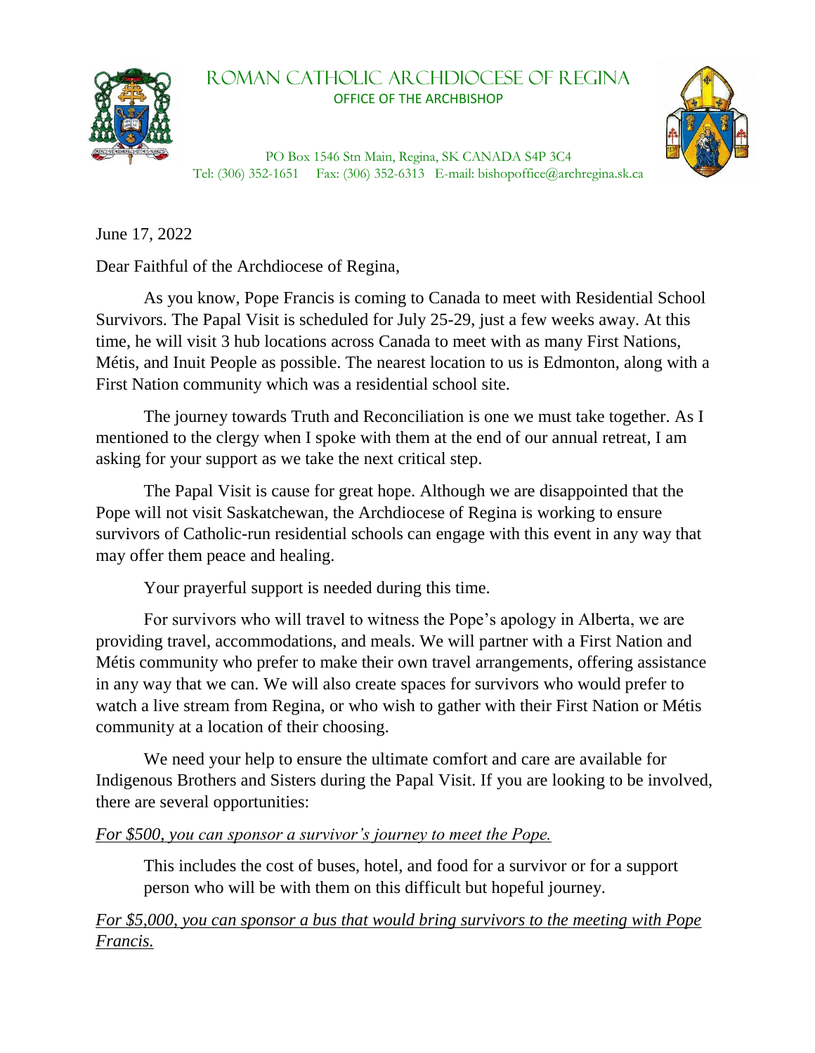# ROMAN CATHOLIC ARCHDIOCESE OF REGINA

## OFFICE OF THE ARCHBISHOP

PO Box 1546 Stn Main, Regina, SK CANADA S4P 3C4
Tel: (306) 352-1651 Fax: (306) 352-6313 E-mail: bishopoffice@archregina.sk.ca

June 17, 2022

Dear Faithful of the Archdiocese of Regina,

As you know, Pope Francis is coming to Canada to meet with Residential School Survivors. The Papal Visit is scheduled for July 25-29, just a few weeks away. At this time, he will visit 3 hub locations across Canada to meet with as many First Nations, Métis, and Inuit People as possible. The nearest location to us is Edmonton, along with a First Nation community which was a residential school site.

The journey towards Truth and Reconciliation is one we must take together. As I mentioned to the clergy when I spoke with them at the end of our annual retreat, I am asking for your support as we take the next critical step.

The Papal Visit is cause for great hope. Although we are disappointed that the Pope will not visit Saskatchewan, the Archdiocese of Regina is working to ensure survivors of Catholic-run residential schools can engage with this event in any way that may offer them peace and healing.

Your prayerful support is needed during this time.

For survivors who will travel to witness the Pope's apology in Alberta, we are providing travel, accommodations, and meals. We will partner with a First Nation and Métis community who prefer to make their own travel arrangements, offering assistance in any way that we can. We will also create spaces for survivors who would prefer to watch a live stream from Regina, or who wish to gather with their First Nation or Métis community at a location of their choosing.

We need your help to ensure the ultimate comfort and care are available for Indigenous Brothers and Sisters during the Papal Visit. If you are looking to be involved, there are several opportunities:

*For $500, you can sponsor a survivor's journey to meet the Pope.*

> This includes the cost of buses, hotel, and food for a survivor or for a support person who will be with them on this difficult but hopeful journey.

*For $5,000, you can sponsor a bus that would bring survivors to the meeting with Pope Francis.*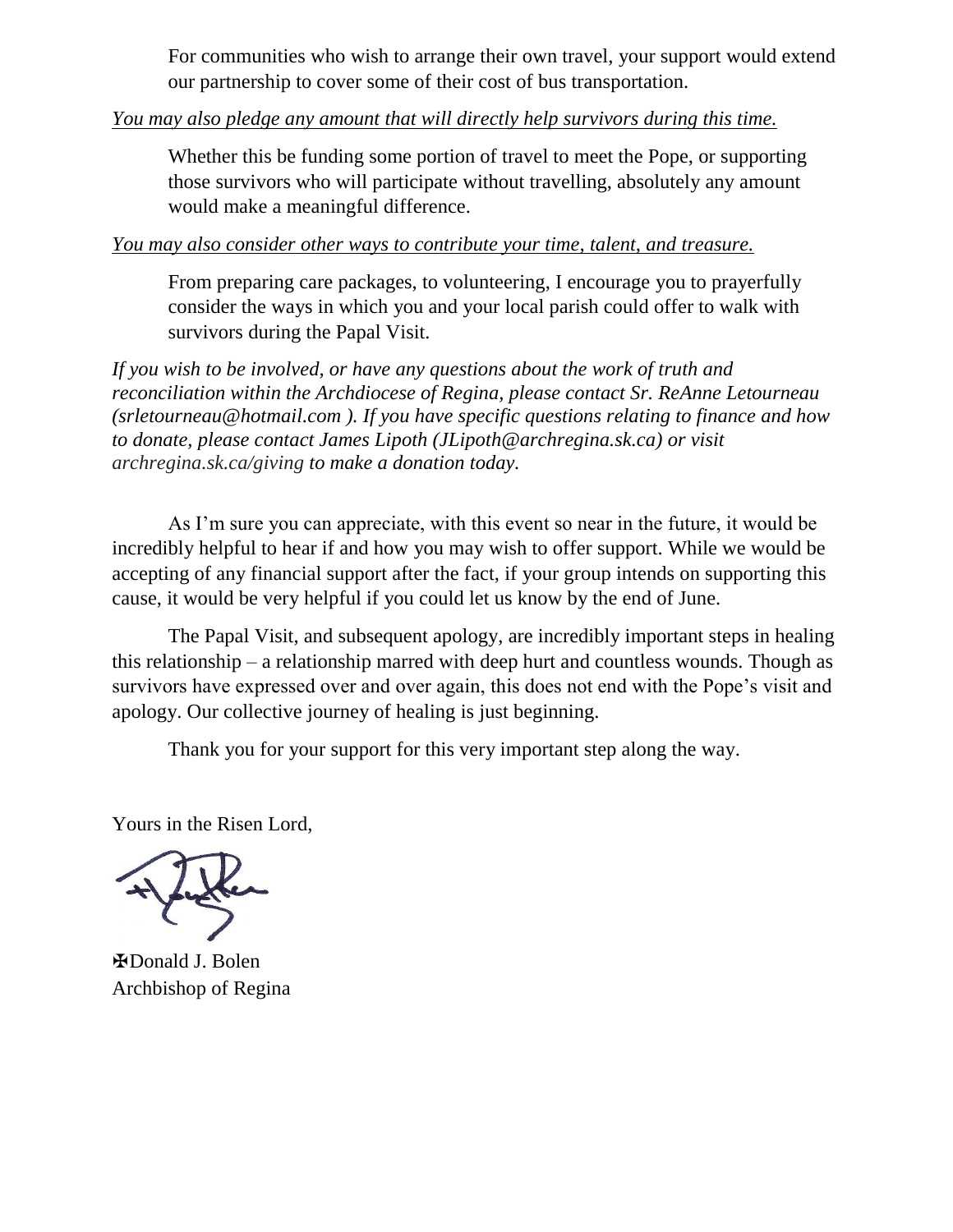For communities who wish to arrange their own travel, your support would extend our partnership to cover some of their cost of bus transportation.

*You may also pledge any amount that will directly help survivors during this time.*

Whether this be funding some portion of travel to meet the Pope, or supporting those survivors who will participate without travelling, absolutely any amount would make a meaningful difference.

*You may also consider other ways to contribute your time, talent, and treasure.*

From preparing care packages, to volunteering, I encourage you to prayerfully consider the ways in which you and your local parish could offer to walk with survivors during the Papal Visit.

*If you wish to be involved, or have any questions about the work of truth and reconciliation within the Archdiocese of Regina, please contact Sr. ReAnne Letourneau (srletourneau@hotmail.com ). If you have specific questions relating to finance and how to donate, please contact James Lipoth (JLipoth@archregina.sk.ca) or visit archregina.sk.ca/giving to make a donation today.*

As I'm sure you can appreciate, with this event so near in the future, it would be incredibly helpful to hear if and how you may wish to offer support. While we would be accepting of any financial support after the fact, if your group intends on supporting this cause, it would be very helpful if you could let us know by the end of June.

The Papal Visit, and subsequent apology, are incredibly important steps in healing this relationship – a relationship marred with deep hurt and countless wounds. Though as survivors have expressed over and over again, this does not end with the Pope's visit and apology. Our collective journey of healing is just beginning.

Thank you for your support for this very important step along the way.

Yours in the Risen Lord,

✠Donald J. Bolen
Archbishop of Regina